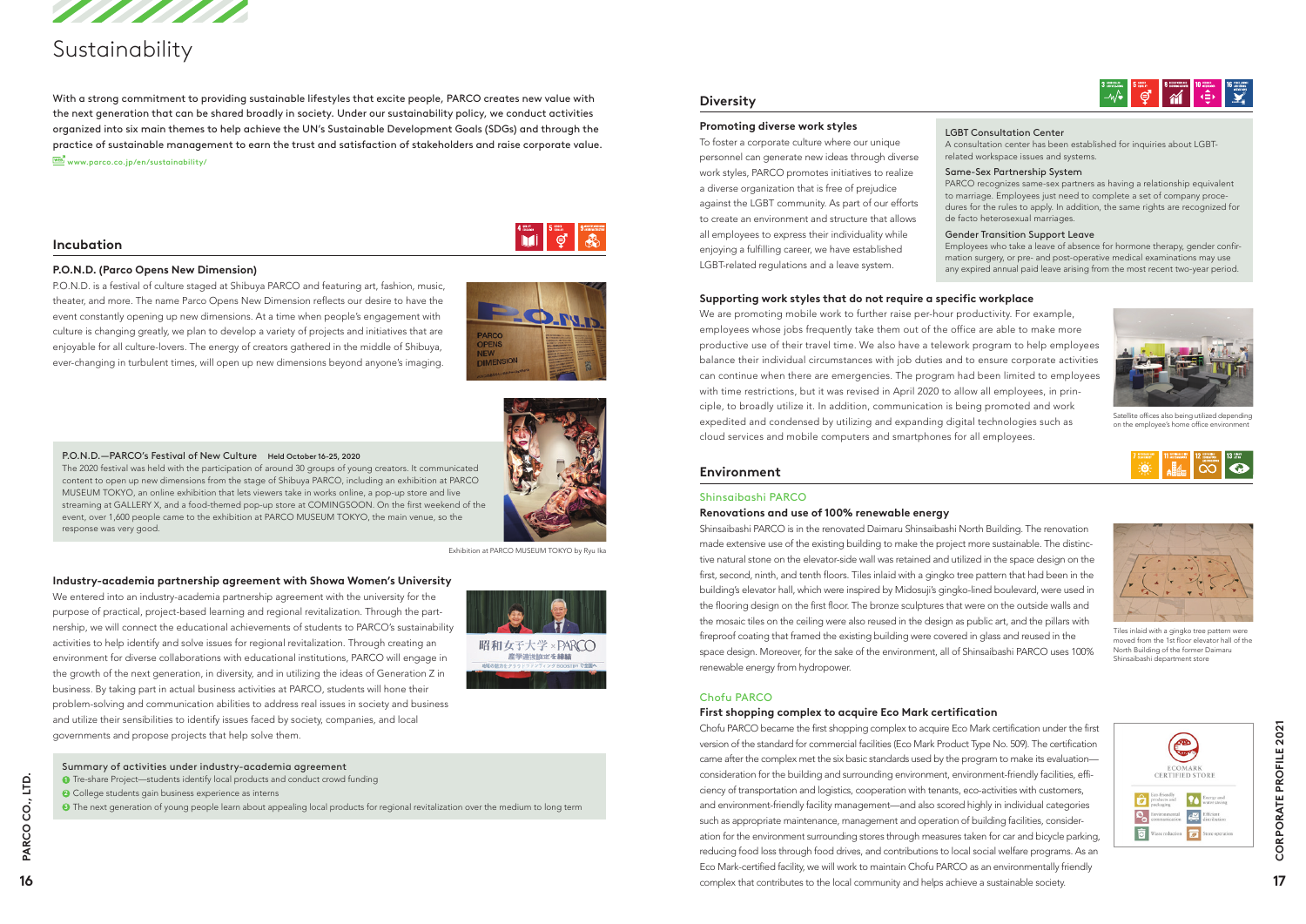# Sustainability

With a strong commitment to providing sustainable lifestyles that excite people, PARCO creates new value with the next generation that can be shared broadly in society. Under our sustainability policy, we conduct activities organized into six main themes to help achieve the UN's Sustainable Development Goals (SDGs) and through the practice of sustainable management to earn the trust and satisfaction of stakeholders and raise corporate value.

www.parco.co.jp/en/sustainability/

## Incubation

### P.O.N.D. (Parco Opens New Dimension)

P.O.N.D. is a festival of culture staged at Shibuya PARCO and featuring art, fashion, music, theater, and more. The name Parco Opens New Dimension reflects our desire to have the event constantly opening up new dimensions. At a time when people's engagement with culture is changing greatly, we plan to develop a variety of projects and initiatives that are enjoyable for all culture-lovers. The energy of creators gathered in the middle of Shibuya, ever-changing in turbulent times, will open up new dimensions beyond anyone's imaging.

**P.O.N.D.—PARCO's Festival of New Culture** Held October 16-25, 2020

The 2020 festival was held with the participation of around 30 groups of young creators. It communicated content to open up new dimensions from the stage of Shibuya PARCO, including an exhibition at PARCO MUSEUM TOKYO, an online exhibition that lets viewers take in works online, a pop-up store and live streaming at GALLERY X, and a food-themed pop-up store at COMINGSOON. On the first weekend of the event, over 1,600 people came to the exhibition at PARCO MUSEUM TOKYO, the main venue, so the response was very good.

Exhibition at PARCO MUSEUM TOKYO by Ryu Ika

### Industry-academia partnership agreement with Showa Women's University

We entered into an industry-academia partnership agreement with the university for the purpose of practical, project-based learning and regional revitalization. Through the partnership, we will connect the educational achievements of students to PARCO's sustainability activities to help identify and solve issues for regional revitalization. Through creating an environment for diverse collaborations with educational institutions, PARCO will engage in the growth of the next generation, in diversity, and in utilizing the ideas of Generation Z in business. By taking part in actual business activities at PARCO, students will hone their problem-solving and communication abilities to address real issues in society and business and utilize their sensibilities to identify issues faced by society, companies, and local governments and propose projects that help solve them.

**Summary of activities under industry-academia agreement**

1. Tre-share Project—students identify local products and conduct crowd funding
2. College students gain business experience as interns
3. The next generation of young people learn about appealing local products for regional revitalization over the medium to long term

## Diversity

### Promoting diverse work styles

To foster a corporate culture where our unique personnel can generate new ideas through diverse work styles, PARCO promotes initiatives to realize a diverse organization that is free of prejudice against the LGBT community. As part of our efforts to create an environment and structure that allows all employees to express their individuality while enjoying a fulfilling career, we have established LGBT-related regulations and a leave system.

**LGBT Consultation Center**
A consultation center has been established for inquiries about LGBT-related workspace issues and systems.

**Same-Sex Partnership System**
PARCO recognizes same-sex partners as having a relationship equivalent to marriage. Employees just need to complete a set of company procedures for the rules to apply. In addition, the same rights are recognized for de facto heterosexual marriages.

**Gender Transition Support Leave**
Employees who take a leave of absence for hormone therapy, gender confirmation surgery, or pre- and post-operative medical examinations may use any expired annual paid leave arising from the most recent two-year period.

### Supporting work styles that do not require a specific workplace

We are promoting mobile work to further raise per-hour productivity. For example, employees whose jobs frequently take them out of the office are able to make more productive use of their travel time. We also have a telework program to help employees balance their individual circumstances with job duties and to ensure corporate activities can continue when there are emergencies. The program had been limited to employees with time restrictions, but it was revised in April 2020 to allow all employees, in principle, to broadly utilize it. In addition, communication is being promoted and work expedited and condensed by utilizing and expanding digital technologies such as cloud services and mobile computers and smartphones for all employees.

Satellite offices also being utilized depending on the employee's home office environment

## Environment

### Shinsaibashi PARCO

#### Renovations and use of 100% renewable energy

Shinsaibashi PARCO is in the renovated Daimaru Shinsaibashi North Building. The renovation made extensive use of the existing building to make the project more sustainable. The distinctive natural stone on the elevator-side wall was retained and utilized in the space design on the first, second, ninth, and tenth floors. Tiles inlaid with a gingko tree pattern that had been in the building's elevator hall, which were inspired by Midosuji's gingko-lined boulevard, were used in the flooring design on the first floor. The bronze sculptures that were on the outside walls and the mosaic tiles on the ceiling were also reused in the design as public art, and the pillars with fireproof coating that framed the existing building were covered in glass and reused in the space design. Moreover, for the sake of the environment, all of Shinsaibashi PARCO uses 100% renewable energy from hydropower.

Tiles inlaid with a gingko tree pattern were moved from the 1st floor elevator hall of the North Building of the former Daimaru Shinsaibashi department store

### Chofu PARCO

#### First shopping complex to acquire Eco Mark certification

Chofu PARCO became the first shopping complex to acquire Eco Mark certification under the first version of the standard for commercial facilities (Eco Mark Product Type No. 509). The certification came after the complex met the six basic standards used by the program to make its evaluation—consideration for the building and surrounding environment, environment-friendly facilities, efficiency of transportation and logistics, cooperation with tenants, eco-activities with customers, and environment-friendly facility management—and also scored highly in individual categories such as appropriate maintenance, management and operation of building facilities, consideration for the environment surrounding stores through measures taken for car and bicycle parking, reducing food loss through food drives, and contributions to local social welfare programs. As an Eco Mark-certified facility, we will work to maintain Chofu PARCO as an environmentally friendly complex that contributes to the local community and helps achieve a sustainable society.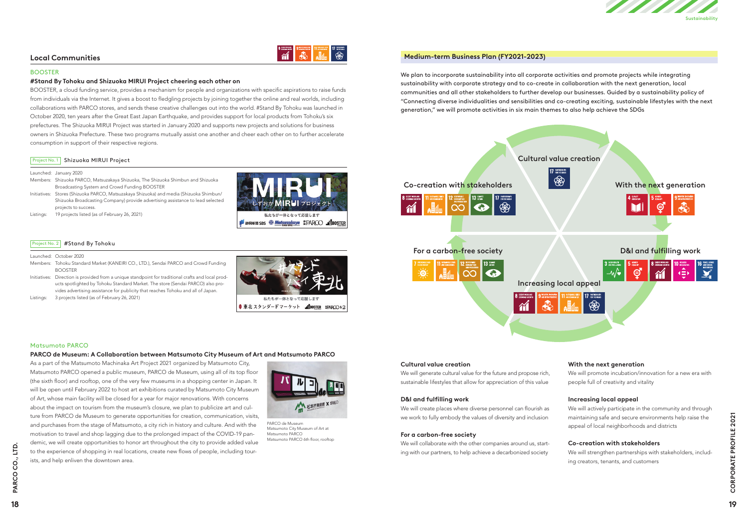## Local Communities

### BOOSTER

#### #Stand By Tohoku and Shizuoka MIRUI Project cheering each other on

BOOSTER, a cloud funding service, provides a mechanism for people and organizations with specific aspirations to raise funds from individuals via the Internet. It gives a boost to fledgling projects by joining together the online and real worlds, including collaborations with PARCO stores, and sends these creative challenges out into the world. #Stand By Tohoku was launched in October 2020, ten years after the Great East Japan Earthquake, and provides support for local products from Tohoku's six prefectures. The Shizuoka MIRUI Project was started in January 2020 and supports new projects and solutions for business owners in Shizuoka Prefecture. These two programs mutually assist one another and cheer each other on to further accelerate consumption in support of their respective regions.

**Project No. 1** Shizuoka MIRUI Project

- Launched: January 2020
- Members: Shizuoka PARCO, Matsuzakaya Shizuoka, The Shizuoka Shimbun and Shizuoka Broadcasting System and Crowd Funding BOOSTER
- Initiatives: Stores (Shizuoka PARCO, Matsuzakaya Shizuoka) and media (Shizuoka Shimbun/ Shizuoka Broadcasting Company) provide advertising assistance to lead selected projects to success.
- Listings: 19 projects listed (as of February 26, 2021)

**Project No. 2** #Stand By Tohoku

- Launched: October 2020
- Members: Tohoku Standard Market (KANEIRI CO., LTD.), Sendai PARCO and Crowd Funding BOOSTER
- Initiatives: Direction is provided from a unique standpoint for traditional crafts and local products spotlighted by Tohoku Standard Market. The store (Sendai PARCO) also provides advertising assistance for publicity that reaches Tohoku and all of Japan.
- Listings: 3 projects listed (as of February 26, 2021)

### Matsumoto PARCO

#### PARCO de Museum: A Collaboration between Matsumoto City Museum of Art and Matsumoto PARCO

As a part of the Matsumoto Machinaka Art Project 2021 organized by Matsumoto City, Matsumoto PARCO opened a public museum, PARCO de Museum, using all of its top floor (the sixth floor) and rooftop, one of the very few museums in a shopping center in Japan. It will be open until February 2022 to host art exhibitions curated by Matsumoto City Museum of Art, whose main facility will be closed for a year for major renovations. With concerns about the impact on tourism from the museum's closure, we plan to publicize art and culture from PARCO de Museum to generate opportunities for creation, communication, visits, and purchases from the stage of Matsumoto, a city rich in history and culture. And with the motivation to travel and shop lagging due to the prolonged impact of the COVID-19 pandemic, we will create opportunities to honor art throughout the city to provide added value to the experience of shopping in real locations, create new flows of people, including tourists, and help enliven the downtown area.

PARCO de Museum
Matsumoto City Museum of Art at Matsumoto PARCO
Matsumoto PARCO 6th floor, rooftop

## Medium-term Business Plan (FY2021-2023)

We plan to incorporate sustainability into all corporate activities and promote projects while integrating sustainability with corporate strategy and to co-create in collaboration with the next generation, local communities and all other stakeholders to further develop our businesses. Guided by a sustainability policy of "Connecting diverse individualities and sensibilities and co-creating exciting, sustainable lifestyles with the next generation," we will promote activities in six main themes to also help achieve the SDGs

- Cultural value creation (SDG 17)
- With the next generation (SDGs 4, 5, 9)
- D&I and fulfilling work (SDGs 3, 5, 8, 10, 16)
- Increasing local appeal (SDGs 8, 9, 11, 17)
- For a carbon-free society (SDGs 7, 11, 12, 13)
- Co-creation with stakeholders (SDGs 8, 11, 12, 13, 17)

**Cultural value creation**
We will generate cultural value for the future and propose rich, sustainable lifestyles that allow for appreciation of this value

**D&I and fulfilling work**
We will create places where diverse personnel can flourish as we work to fully embody the values of diversity and inclusion

**For a carbon-free society**
We will collaborate with the other companies around us, starting with our partners, to help achieve a decarbonized society

**With the next generation**
We will promote incubation/innovation for a new era with people full of creativity and vitality

**Increasing local appeal**
We will actively participate in the community and through maintaining safe and secure environments help raise the appeal of local neighborhoods and districts

**Co-creation with stakeholders**
We will strengthen partnerships with stakeholders, including creators, tenants, and customers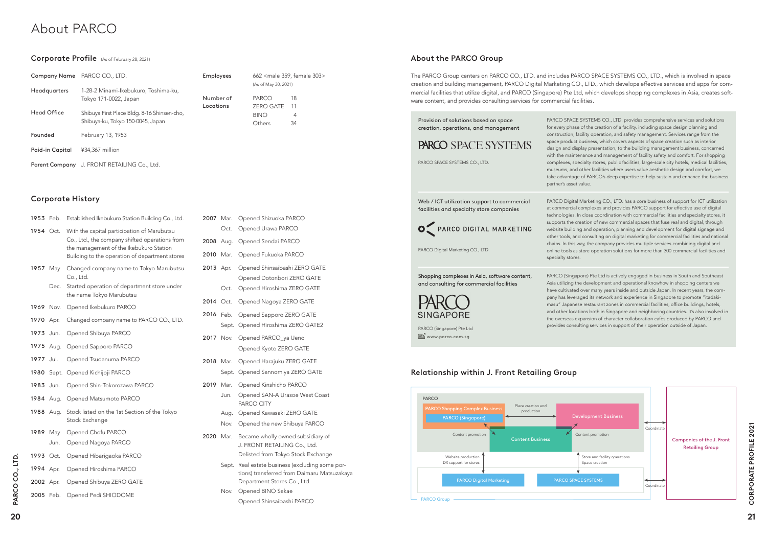# About PARCO

## Corporate Profile (As of February 28, 2021)

| | |
|---|---|
| Company Name | PARCO CO., LTD. |
| Headquarters | 1-28-2 Minami-Ikebukuro, Toshima-ku, Tokyo 171-0022, Japan |
| Head Office | Shibuya First Place Bldg. 8-16 Shinsen-cho, Shibuya-ku, Tokyo 150-0045, Japan |
| Founded | February 13, 1953 |
| Paid-in Capital | ¥34,367 million |
| Parent Company | J. FRONT RETAILING Co., Ltd. |
| Employees | 662 <male 359, female 303> (As of May 30, 2021) |
| Number of Locations | PARCO 18<br>ZERO GATE 11<br>BINO 4<br>Others 34 |

## Corporate History

| | | |
|---|---|---|
| 1953 | Feb. | Established Ikebukuro Station Building Co., Ltd. |
| 1954 | Oct. | With the capital participation of Marubutsu Co., Ltd., the company shifted operations from the management of the Ikebukuro Station Building to the operation of department stores |
| 1957 | May | Changed company name to Tokyo Marubutsu Co., Ltd. |
| | Dec. | Started operation of department store under the name Tokyo Marubutsu |
| 1969 | Nov. | Opened Ikebukuro PARCO |
| 1970 | Apr. | Changed company name to PARCO CO., LTD. |
| 1973 | Jun. | Opened Shibuya PARCO |
| 1975 | Aug. | Opened Sapporo PARCO |
| 1977 | Jul. | Opened Tsudanuma PARCO |
| 1980 | Sept. | Opened Kichijoji PARCO |
| 1983 | Jun. | Opened Shin-Tokorozawa PARCO |
| 1984 | Aug. | Opened Matsumoto PARCO |
| 1988 | Aug. | Stock listed on the 1st Section of the Tokyo Stock Exchange |
| 1989 | May | Opened Chofu PARCO |
| | Jun. | Opened Nagoya PARCO |
| 1993 | Oct. | Opened Hibarigaoka PARCO |
| 1994 | Apr. | Opened Hiroshima PARCO |
| 2002 | Apr. | Opened Shibuya ZERO GATE |
| 2005 | Feb. | Opened Pedi SHIODOME |
| 2007 | Mar. | Opened Shizuoka PARCO |
| | Oct. | Opened Urawa PARCO |
| 2008 | Aug. | Opened Sendai PARCO |
| 2010 | Mar. | Opened Fukuoka PARCO |
| 2013 | Apr. | Opened Shinsaibashi ZERO GATE<br>Opened Dotonbori ZERO GATE |
| | Oct. | Opened Hiroshima ZERO GATE |
| 2014 | Oct. | Opened Nagoya ZERO GATE |
| 2016 | Feb. | Opened Sapporo ZERO GATE |
| | Sept. | Opened Hiroshima ZERO GATE2 |
| 2017 | Nov. | Opened PARCO_ya Ueno<br>Opened Kyoto ZERO GATE |
| 2018 | Mar. | Opened Harajuku ZERO GATE |
| | Sept. | Opened Sannomiya ZERO GATE |
| 2019 | Mar. | Opened Kinshicho PARCO |
| | Jun. | Opened SAN-A Urasoe West Coast PARCO CITY |
| | Aug. | Opened Kawasaki ZERO GATE |
| | Nov. | Opened the new Shibuya PARCO |
| 2020 | Mar. | Became wholly owned subsidiary of J. FRONT RETAILING Co., Ltd.<br>Delisted from Tokyo Stock Exchange |
| | Sept. | Real estate business (excluding some portions) transferred from Daimaru Matsuzakaya Department Stores Co., Ltd. |
| | Nov. | Opened BINO Sakae<br>Opened Shinsaibashi PARCO |

## About the PARCO Group

The PARCO Group centers on PARCO CO., LTD. and includes PARCO SPACE SYSTEMS CO., LTD., which is involved in space creation and building management, PARCO Digital Marketing CO., LTD., which develops effective services and apps for commercial facilities that utilize digital, and PARCO (Singapore) Pte Ltd, which develops shopping complexes in Asia, creates software content, and provides consulting services for commercial facilities.

**Provision of solutions based on space creation, operations, and management**

PARCO SPACE SYSTEMS

PARCO SPACE SYSTEMS CO., LTD.

PARCO SPACE SYSTEMS CO., LTD. provides comprehensive services and solutions for every phase of the creation of a facility, including space design planning and construction, facility operation, and safety management. Services range from the space product business, which covers aspects of space creation such as interior design and display presentation, to the building management business, concerned with the maintenance and management of facility safety and comfort. For shopping complexes, specialty stores, public facilities, large-scale city hotels, medical facilities, museums, and other facilities where users value aesthetic design and comfort, we take advantage of PARCO's deep expertise to help sustain and enhance the business partner's asset value.

**Web / ICT utilization support to commercial facilities and specialty store companies**

PARCO DIGITAL MARKETING

PARCO Digital Marketing CO., LTD.

PARCO Digital Marketing CO., LTD. has a core business of support for ICT utilization at commercial complexes and provides PARCO support for effective use of digital technologies. In close coordination with commercial facilities and specialty stores, it supports the creation of new commercial spaces that fuse real and digital, through website building and operation, planning and development for digital signage and other tools, and consulting on digital marketing for commercial facilities and national chains. In this way, the company provides multiple services combining digital and online tools as store operation solutions for more than 300 commercial facilities and specialty stores.

**Shopping complexes in Asia, software content, and consulting for commercial facilities**

PARCO SINGAPORE

PARCO (Singapore) Pte Ltd

WEB www.parco.com.sg

PARCO (Singapore) Pte Ltd is actively engaged in business in South and Southeast Asia utilizing the development and operational knowhow in shopping centers we have cultivated over many years inside and outside Japan. In recent years, the company has leveraged its network and experience in Singapore to promote "itadakimasu" Japanese restaurant zones in commercial facilities, office buildings, hotels, and other locations both in Singapore and neighboring countries. It's also involved in the overseas expansion of character collaboration cafés produced by PARCO and provides consulting services in support of their operation outside of Japan.

## Relationship within J. Front Retailing Group

PARCO

PARCO Shopping Complex Business

PARCO (Singapore)

Place creation and production

Development Business

Content promotion

Content Business

Content promotion

Website production

DX support for stores

Store and facility operations

Space creation

PARCO Digital Marketing

PARCO SPACE SYSTEMS

PARCO Group

Coordinate

Coordinate

Companies of the J. Front Retailing Group